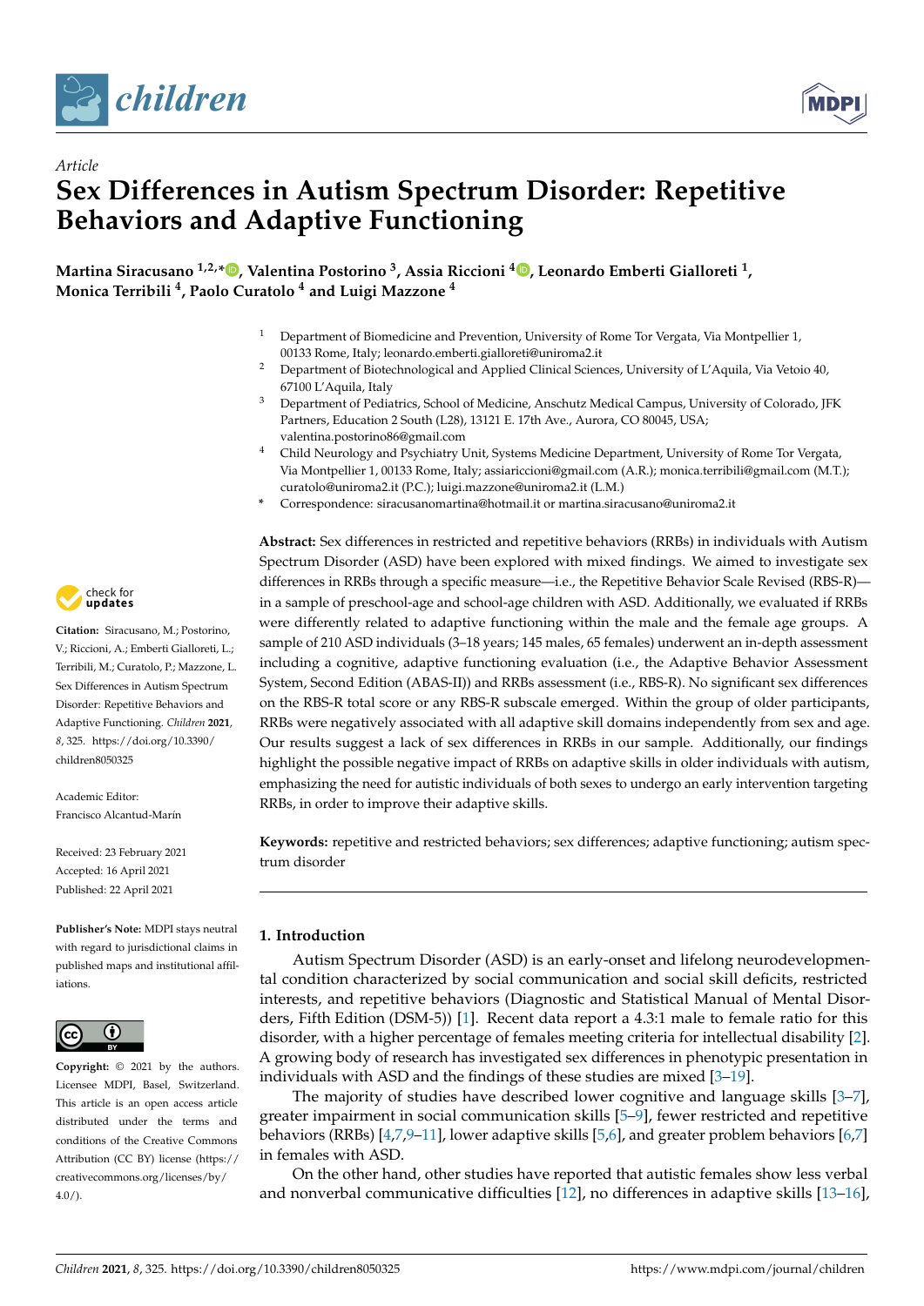*Article*

# Sex Differences in Autism Spectrum Disorder: Repetitive Behaviors and Adaptive Functioning

**Martina Siracusano [1,2,*], Valentina Postorino [3], Assia Riccioni [4], Leonardo Emberti Gialloreti [1], Monica Terribili [4], Paolo Curatolo [4] and Luigi Mazzone [4]**

[1] Department of Biomedicine and Prevention, University of Rome Tor Vergata, Via Montpellier 1, 00133 Rome, Italy; leonardo.emberti.gialloreti@uniroma2.it

[2] Department of Biotechnological and Applied Clinical Sciences, University of L'Aquila, Via Vetoio 40, 67100 L'Aquila, Italy

[3] Department of Pediatrics, School of Medicine, Anschutz Medical Campus, University of Colorado, JFK Partners, Education 2 South (L28), 13121 E. 17th Ave., Aurora, CO 80045, USA; valentina.postorino86@gmail.com

[4] Child Neurology and Psychiatry Unit, Systems Medicine Department, University of Rome Tor Vergata, Via Montpellier 1, 00133 Rome, Italy; assiariccioni@gmail.com (A.R.); monica.terribili@gmail.com (M.T.); curatolo@uniroma2.it (P.C.); luigi.mazzone@uniroma2.it (L.M.)

\* Correspondence: siracusanomartina@hotmail.it or martina.siracusano@uniroma2.it

**Citation:** Siracusano, M.; Postorino, V.; Riccioni, A.; Emberti Gialloreti, L.; Terribili, M.; Curatolo, P.; Mazzone, L. Sex Differences in Autism Spectrum Disorder: Repetitive Behaviors and Adaptive Functioning. *Children* **2021**, *8*, 325. https://doi.org/10.3390/children8050325

Academic Editor: Francisco Alcantud-Marín

Received: 23 February 2021
Accepted: 16 April 2021
Published: 22 April 2021

**Publisher's Note:** MDPI stays neutral with regard to jurisdictional claims in published maps and institutional affiliations.

**Copyright:** © 2021 by the authors. Licensee MDPI, Basel, Switzerland. This article is an open access article distributed under the terms and conditions of the Creative Commons Attribution (CC BY) license (https://creativecommons.org/licenses/by/4.0/).

**Abstract:** Sex differences in restricted and repetitive behaviors (RRBs) in individuals with Autism Spectrum Disorder (ASD) have been explored with mixed findings. We aimed to investigate sex differences in RRBs through a specific measure—i.e., the Repetitive Behavior Scale Revised (RBS-R)—in a sample of preschool-age and school-age children with ASD. Additionally, we evaluated if RRBs were differently related to adaptive functioning within the male and the female age groups. A sample of 210 ASD individuals (3–18 years; 145 males, 65 females) underwent an in-depth assessment including a cognitive, adaptive functioning evaluation (i.e., the Adaptive Behavior Assessment System, Second Edition (ABAS-II)) and RRBs assessment (i.e., RBS-R). No significant sex differences on the RBS-R total score or any RBS-R subscale emerged. Within the group of older participants, RRBs were negatively associated with all adaptive skill domains independently from sex and age. Our results suggest a lack of sex differences in RRBs in our sample. Additionally, our findings highlight the possible negative impact of RRBs on adaptive skills in older individuals with autism, emphasizing the need for autistic individuals of both sexes to undergo an early intervention targeting RRBs, in order to improve their adaptive skills.

**Keywords:** repetitive and restricted behaviors; sex differences; adaptive functioning; autism spectrum disorder

## 1. Introduction

Autism Spectrum Disorder (ASD) is an early-onset and lifelong neurodevelopmental condition characterized by social communication and social skill deficits, restricted interests, and repetitive behaviors (Diagnostic and Statistical Manual of Mental Disorders, Fifth Edition (DSM-5)) [1]. Recent data report a 4.3:1 male to female ratio for this disorder, with a higher percentage of females meeting criteria for intellectual disability [2]. A growing body of research has investigated sex differences in phenotypic presentation in individuals with ASD and the findings of these studies are mixed [3–19].

The majority of studies have described lower cognitive and language skills [3–7], greater impairment in social communication skills [5–9], fewer restricted and repetitive behaviors (RRBs) [4,7,9–11], lower adaptive skills [5,6], and greater problem behaviors [6,7] in females with ASD.

On the other hand, other studies have reported that autistic females show less verbal and nonverbal communicative difficulties [12], no differences in adaptive skills [13–16],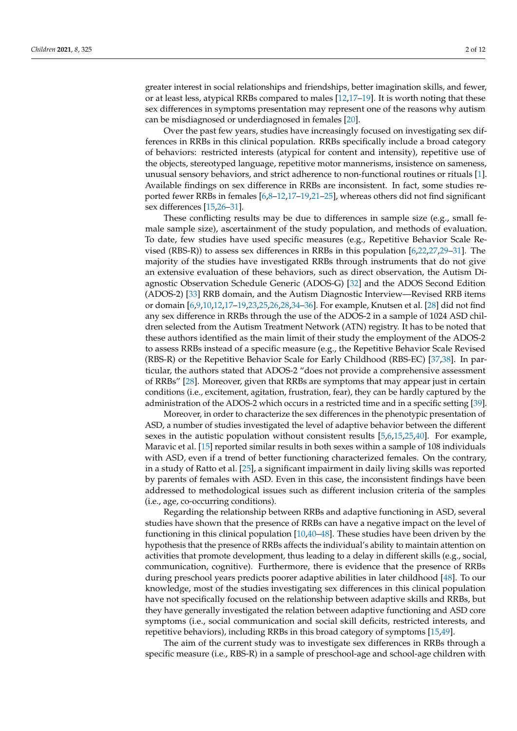greater interest in social relationships and friendships, better imagination skills, and fewer, or at least less, atypical RRBs compared to males [12,17–19]. It is worth noting that these sex differences in symptoms presentation may represent one of the reasons why autism can be misdiagnosed or underdiagnosed in females [20].

Over the past few years, studies have increasingly focused on investigating sex differences in RRBs in this clinical population. RRBs specifically include a broad category of behaviors: restricted interests (atypical for content and intensity), repetitive use of the objects, stereotyped language, repetitive motor mannerisms, insistence on sameness, unusual sensory behaviors, and strict adherence to non-functional routines or rituals [1]. Available findings on sex difference in RRBs are inconsistent. In fact, some studies reported fewer RRBs in females [6,8–12,17–19,21–25], whereas others did not find significant sex differences [15,26–31].

These conflicting results may be due to differences in sample size (e.g., small female sample size), ascertainment of the study population, and methods of evaluation. To date, few studies have used specific measures (e.g., Repetitive Behavior Scale Revised (RBS-R)) to assess sex differences in RRBs in this population [6,22,27,29–31]. The majority of the studies have investigated RRBs through instruments that do not give an extensive evaluation of these behaviors, such as direct observation, the Autism Diagnostic Observation Schedule Generic (ADOS-G) [32] and the ADOS Second Edition (ADOS-2) [33] RRB domain, and the Autism Diagnostic Interview—Revised RRB items or domain [6,9,10,12,17–19,23,25,26,28,34–36]. For example, Knutsen et al. [28] did not find any sex difference in RRBs through the use of the ADOS-2 in a sample of 1024 ASD children selected from the Autism Treatment Network (ATN) registry. It has to be noted that these authors identified as the main limit of their study the employment of the ADOS-2 to assess RRBs instead of a specific measure (e.g., the Repetitive Behavior Scale Revised (RBS-R) or the Repetitive Behavior Scale for Early Childhood (RBS-EC) [37,38]. In particular, the authors stated that ADOS-2 "does not provide a comprehensive assessment of RRBs" [28]. Moreover, given that RRBs are symptoms that may appear just in certain conditions (i.e., excitement, agitation, frustration, fear), they can be hardly captured by the administration of the ADOS-2 which occurs in a restricted time and in a specific setting [39].

Moreover, in order to characterize the sex differences in the phenotypic presentation of ASD, a number of studies investigated the level of adaptive behavior between the different sexes in the autistic population without consistent results [5,6,15,25,40]. For example, Maravic et al. [15] reported similar results in both sexes within a sample of 108 individuals with ASD, even if a trend of better functioning characterized females. On the contrary, in a study of Ratto et al. [25], a significant impairment in daily living skills was reported by parents of females with ASD. Even in this case, the inconsistent findings have been addressed to methodological issues such as different inclusion criteria of the samples (i.e., age, co-occurring conditions).

Regarding the relationship between RRBs and adaptive functioning in ASD, several studies have shown that the presence of RRBs can have a negative impact on the level of functioning in this clinical population [10,40–48]. These studies have been driven by the hypothesis that the presence of RRBs affects the individual's ability to maintain attention on activities that promote development, thus leading to a delay in different skills (e.g., social, communication, cognitive). Furthermore, there is evidence that the presence of RRBs during preschool years predicts poorer adaptive abilities in later childhood [48]. To our knowledge, most of the studies investigating sex differences in this clinical population have not specifically focused on the relationship between adaptive skills and RRBs, but they have generally investigated the relation between adaptive functioning and ASD core symptoms (i.e., social communication and social skill deficits, restricted interests, and repetitive behaviors), including RRBs in this broad category of symptoms [15,49].

The aim of the current study was to investigate sex differences in RRBs through a specific measure (i.e., RBS-R) in a sample of preschool-age and school-age children with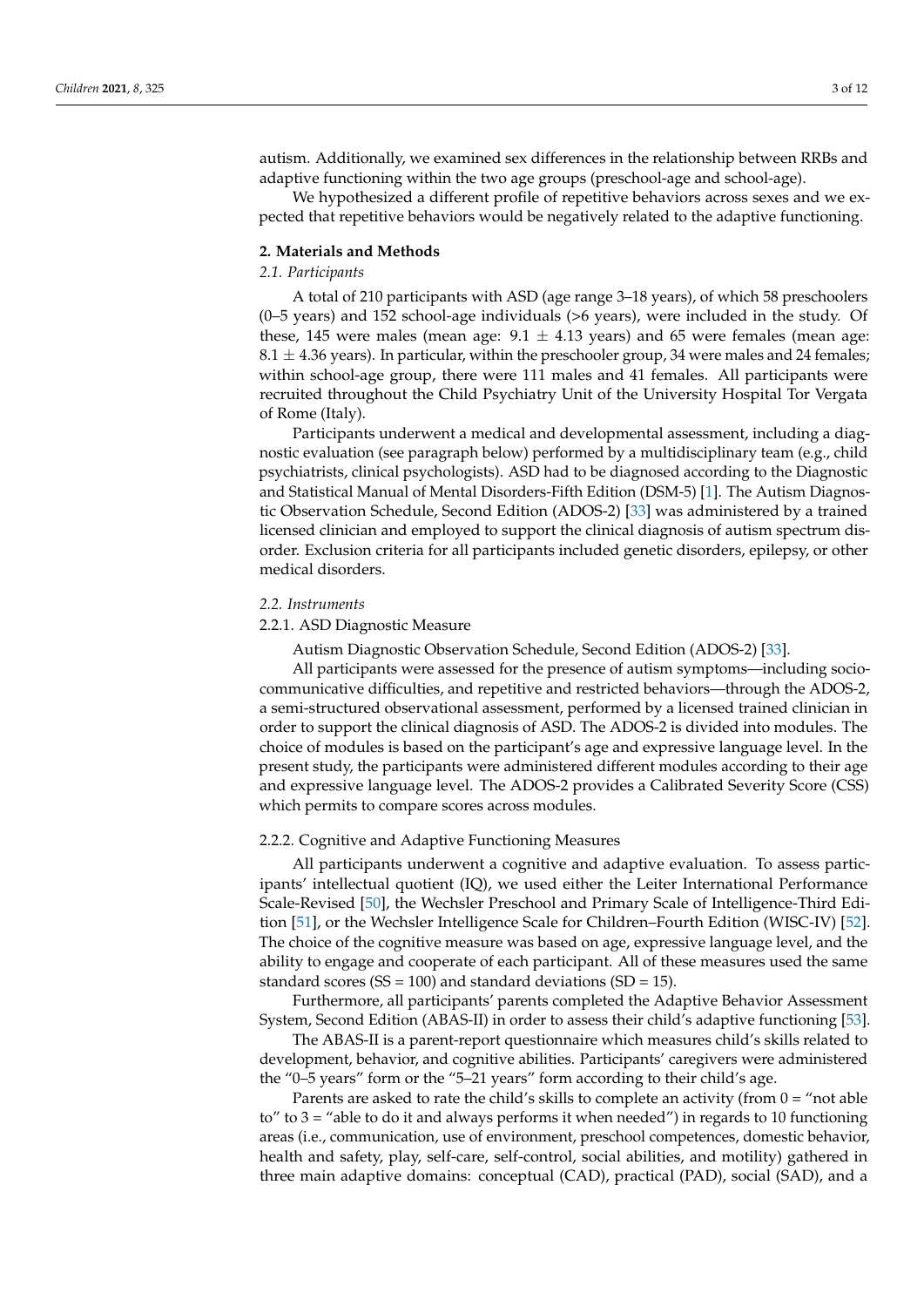autism. Additionally, we examined sex differences in the relationship between RRBs and adaptive functioning within the two age groups (preschool-age and school-age).

We hypothesized a different profile of repetitive behaviors across sexes and we expected that repetitive behaviors would be negatively related to the adaptive functioning.

## 2. Materials and Methods

### *2.1. Participants*

A total of 210 participants with ASD (age range 3–18 years), of which 58 preschoolers (0–5 years) and 152 school-age individuals (>6 years), were included in the study. Of these, 145 were males (mean age: $9.1 \pm 4.13$ years) and 65 were females (mean age: $8.1 \pm 4.36$ years). In particular, within the preschooler group, 34 were males and 24 females; within school-age group, there were 111 males and 41 females. All participants were recruited throughout the Child Psychiatry Unit of the University Hospital Tor Vergata of Rome (Italy).

Participants underwent a medical and developmental assessment, including a diagnostic evaluation (see paragraph below) performed by a multidisciplinary team (e.g., child psychiatrists, clinical psychologists). ASD had to be diagnosed according to the Diagnostic and Statistical Manual of Mental Disorders-Fifth Edition (DSM-5) [1]. The Autism Diagnostic Observation Schedule, Second Edition (ADOS-2) [33] was administered by a trained licensed clinician and employed to support the clinical diagnosis of autism spectrum disorder. Exclusion criteria for all participants included genetic disorders, epilepsy, or other medical disorders.

### *2.2. Instruments*

#### 2.2.1. ASD Diagnostic Measure

Autism Diagnostic Observation Schedule, Second Edition (ADOS-2) [33].

All participants were assessed for the presence of autism symptoms—including socio-communicative difficulties, and repetitive and restricted behaviors—through the ADOS-2, a semi-structured observational assessment, performed by a licensed trained clinician in order to support the clinical diagnosis of ASD. The ADOS-2 is divided into modules. The choice of modules is based on the participant's age and expressive language level. In the present study, the participants were administered different modules according to their age and expressive language level. The ADOS-2 provides a Calibrated Severity Score (CSS) which permits to compare scores across modules.

#### 2.2.2. Cognitive and Adaptive Functioning Measures

All participants underwent a cognitive and adaptive evaluation. To assess participants' intellectual quotient (IQ), we used either the Leiter International Performance Scale-Revised [50], the Wechsler Preschool and Primary Scale of Intelligence-Third Edition [51], or the Wechsler Intelligence Scale for Children–Fourth Edition (WISC-IV) [52]. The choice of the cognitive measure was based on age, expressive language level, and the ability to engage and cooperate of each participant. All of these measures used the same standard scores (SS = 100) and standard deviations (SD = 15).

Furthermore, all participants' parents completed the Adaptive Behavior Assessment System, Second Edition (ABAS-II) in order to assess their child's adaptive functioning [53].

The ABAS-II is a parent-report questionnaire which measures child's skills related to development, behavior, and cognitive abilities. Participants' caregivers were administered the "0–5 years" form or the "5–21 years" form according to their child's age.

Parents are asked to rate the child's skills to complete an activity (from 0 = "not able to" to 3 = "able to do it and always performs it when needed") in regards to 10 functioning areas (i.e., communication, use of environment, preschool competences, domestic behavior, health and safety, play, self-care, self-control, social abilities, and motility) gathered in three main adaptive domains: conceptual (CAD), practical (PAD), social (SAD), and a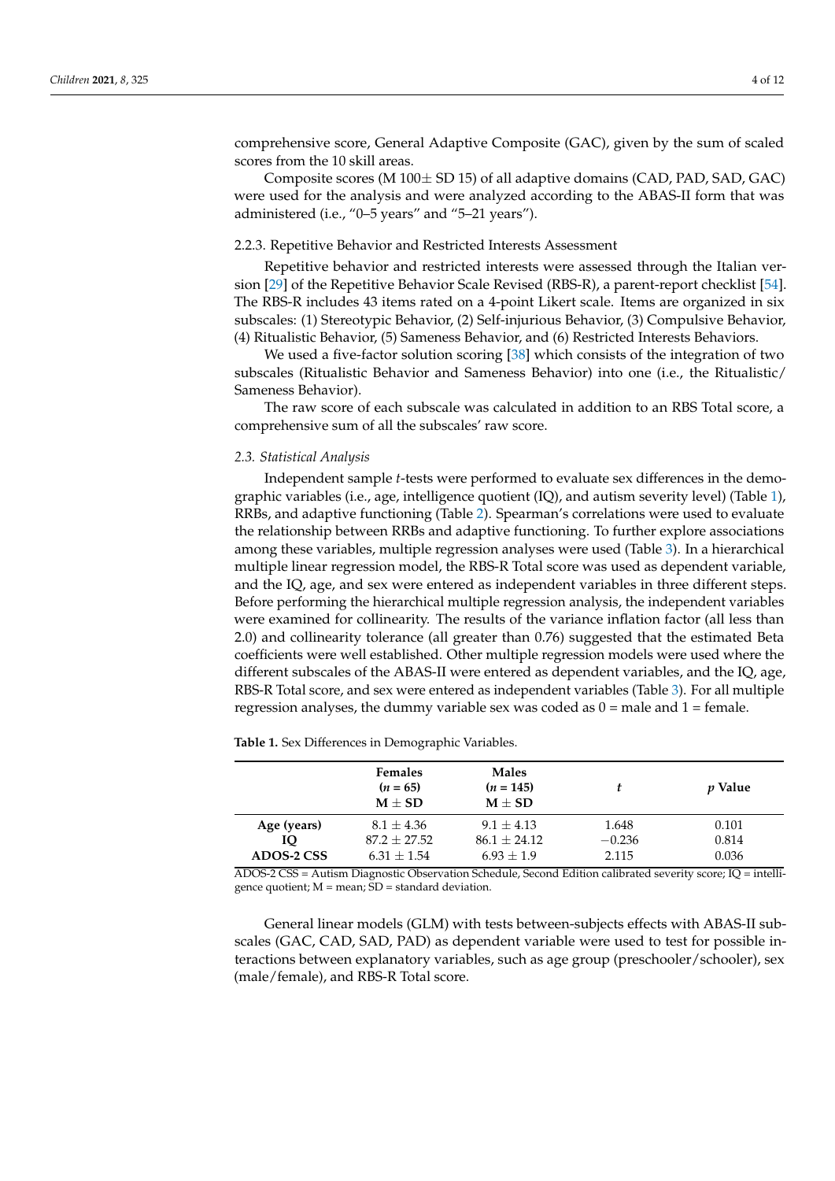comprehensive score, General Adaptive Composite (GAC), given by the sum of scaled scores from the 10 skill areas.

Composite scores (M 100± SD 15) of all adaptive domains (CAD, PAD, SAD, GAC) were used for the analysis and were analyzed according to the ABAS-II form that was administered (i.e., "0–5 years" and "5–21 years").

#### 2.2.3. Repetitive Behavior and Restricted Interests Assessment

Repetitive behavior and restricted interests were assessed through the Italian version [29] of the Repetitive Behavior Scale Revised (RBS-R), a parent-report checklist [54]. The RBS-R includes 43 items rated on a 4-point Likert scale. Items are organized in six subscales: (1) Stereotypic Behavior, (2) Self-injurious Behavior, (3) Compulsive Behavior, (4) Ritualistic Behavior, (5) Sameness Behavior, and (6) Restricted Interests Behaviors.

We used a five-factor solution scoring [38] which consists of the integration of two subscales (Ritualistic Behavior and Sameness Behavior) into one (i.e., the Ritualistic/Sameness Behavior).

The raw score of each subscale was calculated in addition to an RBS Total score, a comprehensive sum of all the subscales' raw score.

### *2.3. Statistical Analysis*

Independent sample *t*-tests were performed to evaluate sex differences in the demographic variables (i.e., age, intelligence quotient (IQ), and autism severity level) (Table 1), RRBs, and adaptive functioning (Table 2). Spearman's correlations were used to evaluate the relationship between RRBs and adaptive functioning. To further explore associations among these variables, multiple regression analyses were used (Table 3). In a hierarchical multiple linear regression model, the RBS-R Total score was used as dependent variable, and the IQ, age, and sex were entered as independent variables in three different steps. Before performing the hierarchical multiple regression analysis, the independent variables were examined for collinearity. The results of the variance inflation factor (all less than 2.0) and collinearity tolerance (all greater than 0.76) suggested that the estimated Beta coefficients were well established. Other multiple regression models were used where the different subscales of the ABAS-II were entered as dependent variables, and the IQ, age, RBS-R Total score, and sex were entered as independent variables (Table 3). For all multiple regression analyses, the dummy variable sex was coded as 0 = male and 1 = female.

**Table 1.** Sex Differences in Demographic Variables.

| | **Females** (*n* = 65) M ± SD | **Males** (*n* = 145) M ± SD | *t* | *p* Value |
|---|---|---|---|---|
| **Age (years)** | 8.1 ± 4.36 | 9.1 ± 4.13 | 1.648 | 0.101 |
| **IQ** | 87.2 ± 27.52 | 86.1 ± 24.12 | −0.236 | 0.814 |
| **ADOS-2 CSS** | 6.31 ± 1.54 | 6.93 ± 1.9 | 2.115 | 0.036 |

ADOS-2 CSS = Autism Diagnostic Observation Schedule, Second Edition calibrated severity score; IQ = intelligence quotient; M = mean; SD = standard deviation.

General linear models (GLM) with tests between-subjects effects with ABAS-II subscales (GAC, CAD, SAD, PAD) as dependent variable were used to test for possible interactions between explanatory variables, such as age group (preschooler/schooler), sex (male/female), and RBS-R Total score.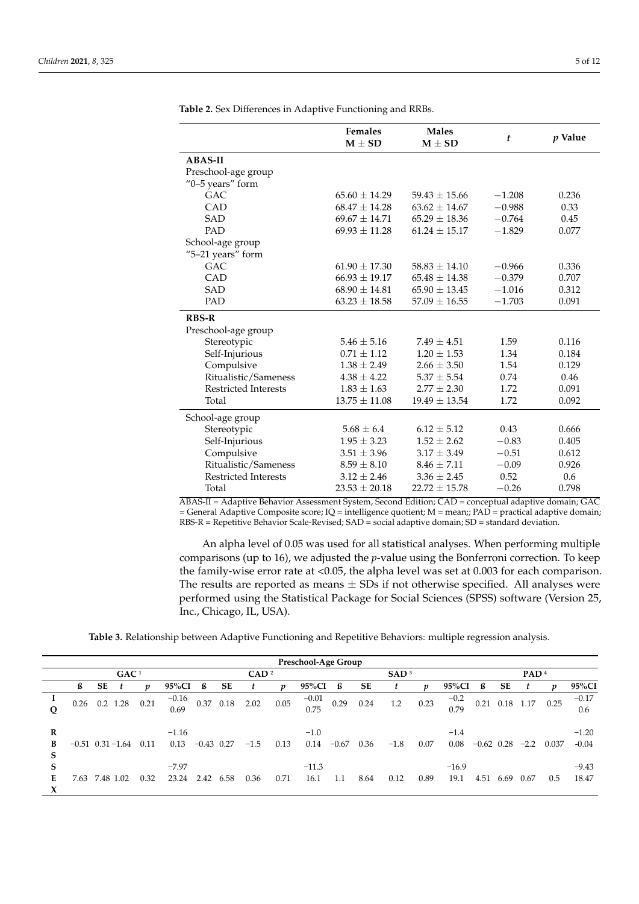**Table 2.** Sex Differences in Adaptive Functioning and RRBs.

| | Females M ± SD | Males M ± SD | *t* | *p* Value |
|---|---|---|---|---|
| **ABAS-II** | | | | |
| Preschool-age group | | | | |
| "0–5 years" form | | | | |
| GAC | 65.60 ± 14.29 | 59.43 ± 15.66 | −1.208 | 0.236 |
| CAD | 68.47 ± 14.28 | 63.62 ± 14.67 | −0.988 | 0.33 |
| SAD | 69.67 ± 14.71 | 65.29 ± 18.36 | −0.764 | 0.45 |
| PAD | 69.93 ± 11.28 | 61.24 ± 15.17 | −1.829 | 0.077 |
| School-age group | | | | |
| "5–21 years" form | | | | |
| GAC | 61.90 ± 17.30 | 58.83 ± 14.10 | −0.966 | 0.336 |
| CAD | 66.93 ± 19.17 | 65.48 ± 14.38 | −0.379 | 0.707 |
| SAD | 68.90 ± 14.81 | 65.90 ± 13.45 | −1.016 | 0.312 |
| PAD | 63.23 ± 18.58 | 57.09 ± 16.55 | −1.703 | 0.091 |
| **RBS-R** | | | | |
| Preschool-age group | | | | |
| Stereotypic | 5.46 ± 5.16 | 7.49 ± 4.51 | 1.59 | 0.116 |
| Self-Injurious | 0.71 ± 1.12 | 1.20 ± 1.53 | 1.34 | 0.184 |
| Compulsive | 1.38 ± 2.49 | 2.66 ± 3.50 | 1.54 | 0.129 |
| Ritualistic/Sameness | 4.38 ± 4.22 | 5.37 ± 5.54 | 0.74 | 0.46 |
| Restricted Interests | 1.83 ± 1.63 | 2.77 ± 2.30 | 1.72 | 0.091 |
| Total | 13.75 ± 11.08 | 19.49 ± 13.54 | 1.72 | 0.092 |
| School-age group | | | | |
| Stereotypic | 5.68 ± 6.4 | 6.12 ± 5.12 | 0.43 | 0.666 |
| Self-Injurious | 1.95 ± 3.23 | 1.52 ± 2.62 | −0.83 | 0.405 |
| Compulsive | 3.51 ± 3.96 | 3.17 ± 3.49 | −0.51 | 0.612 |
| Ritualistic/Sameness | 8.59 ± 8.10 | 8.46 ± 7.11 | −0.09 | 0.926 |
| Restricted Interests | 3.12 ± 2.46 | 3.36 ± 2.45 | 0.52 | 0.6 |
| Total | 23.53 ± 20.18 | 22.72 ± 15.78 | −0.26 | 0.798 |

ABAS-II = Adaptive Behavior Assessment System, Second Edition; CAD = conceptual adaptive domain; GAC = General Adaptive Composite score; IQ = intelligence quotient; M = mean;; PAD = practical adaptive domain; RBS-R = Repetitive Behavior Scale-Revised; SAD = social adaptive domain; SD = standard deviation.

An alpha level of 0.05 was used for all statistical analyses. When performing multiple comparisons (up to 16), we adjusted the *p*-value using the Bonferroni correction. To keep the family-wise error rate at <0.05, the alpha level was set at 0.003 for each comparison. The results are reported as means ± SDs if not otherwise specified. All analyses were performed using the Statistical Package for Social Sciences (SPSS) software (Version 25, Inc., Chicago, IL, USA).

**Table 3.** Relationship between Adaptive Functioning and Repetitive Behaviors: multiple regression analysis.

| Preschool-Age Group | | | | | | | | | | | | | | | | | | | | |
|---|---|---|---|---|---|---|---|---|---|---|---|---|---|---|---|---|---|---|---|---|
| | GAC [1] | | | | | CAD [2] | | | | | SAD [3] | | | | | PAD [4] | | | | |
| | ß | SE | *t* | *p* | 95%CI | ß | SE | *t* | *p* | 95%CI | ß | SE | *t* | *p* | 95%CI | ß | SE | *t* | *p* | 95%CI |
| IQ | 0.26 | 0.2 | 1.28 | 0.21 | −0.16 0.69 | 0.37 | 0.18 | 2.02 | 0.05 | −0.01 0.75 | 0.29 | 0.24 | 1.2 | 0.23 | −0.2 0.79 | 0.21 | 0.18 | 1.17 | 0.25 | −0.17 0.6 |
| RBS | −0.51 | 0.31 | −1.64 | 0.11 | −1.16 0.13 | −0.43 | 0.27 | −1.5 | 0.13 | −1.0 0.14 | −0.67 | 0.36 | −1.8 | 0.07 | −1.4 0.08 | −0.62 | 0.28 | −2.2 | 0.037 | −1.20 −0.04 |
| SEX | 7.63 | 7.48 | 1.02 | 0.32 | −7.97 23.24 | 2.42 | 6.58 | 0.36 | 0.71 | −11.3 16.1 | 1.1 | 8.64 | 0.12 | 0.89 | −16.9 19.1 | 4.51 | 6.69 | 0.67 | 0.5 | −9.43 18.47 |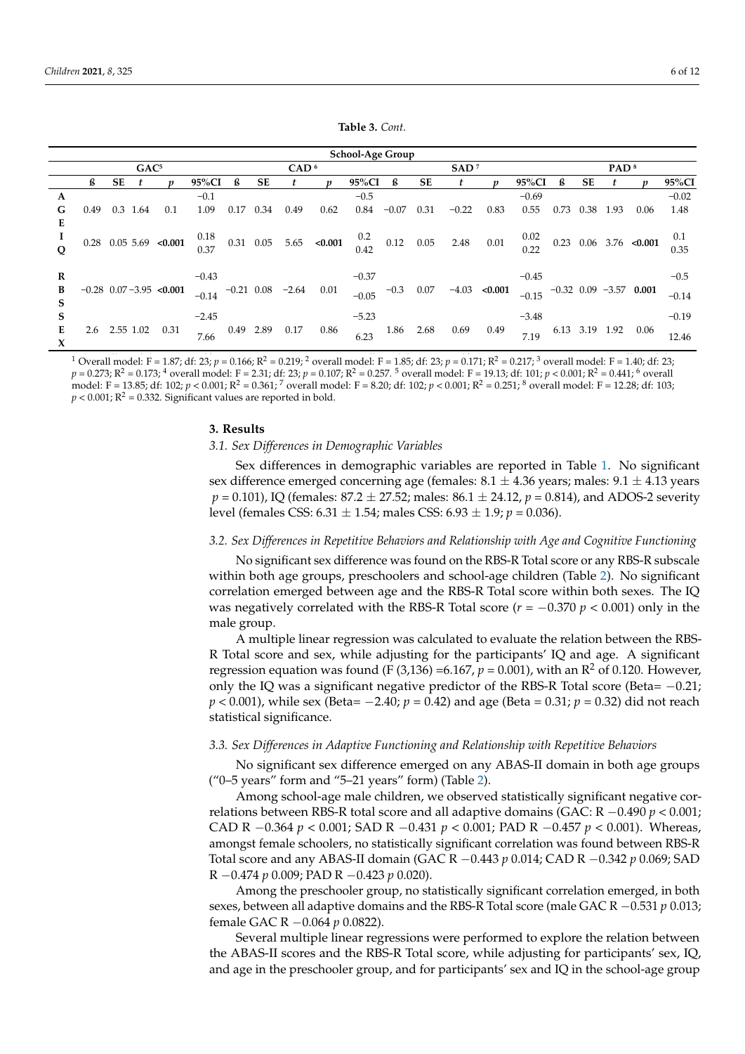**Table 3.** *Cont.*

| School-Age Group | | | | | | | | | | | | | | | | | | | | |
|---|---|---|---|---|---|---|---|---|---|---|---|---|---|---|---|---|---|---|---|---|
| | GAC[5] | | | | | CAD[6] | | | | | SAD[7] | | | | | PAD[8] | | | | |
| | ß | SE | t | p | 95%CI | ß | SE | t | p | 95%CI | ß | SE | t | p | 95%CI | ß | SE | t | p | 95%CI |
| AGE | 0.49 | 0.3 | 1.64 | 0.1 | −0.1 1.09 | 0.17 | 0.34 | 0.49 | 0.62 | −0.5 0.84 | −0.07 | 0.31 | −0.22 | 0.83 | −0.69 0.55 | 0.73 | 0.38 | 1.93 | 0.06 | −0.02 1.48 |
| IQ | 0.28 | 0.05 | 5.69 | **<0.001** | 0.18 0.37 | 0.31 | 0.05 | 5.65 | **<0.001** | 0.2 0.42 | 0.12 | 0.05 | 2.48 | 0.01 | 0.02 0.22 | 0.23 | 0.06 | 3.76 | **<0.001** | 0.1 0.35 |
| RBS | −0.28 | 0.07 | −3.95 | **<0.001** | −0.43 −0.14 | −0.21 | 0.08 | −2.64 | 0.01 | −0.37 −0.05 | −0.3 | 0.07 | −4.03 | **<0.001** | −0.45 −0.15 | −0.32 | 0.09 | −3.57 | **0.001** | −0.5 −0.14 |
| SEX | 2.6 | 2.55 | 1.02 | 0.31 | −2.45 7.66 | 0.49 | 2.89 | 0.17 | 0.86 | −5.23 6.23 | 1.86 | 2.68 | 0.69 | 0.49 | −3.48 7.19 | 6.13 | 3.19 | 1.92 | 0.06 | −0.19 12.46 |

[1] Overall model: $F = 1.87$; df: 23; $p = 0.166$; $R^2 = 0.219$; [2] overall model: $F = 1.85$; df: 23; $p = 0.171$; $R^2 = 0.217$; [3] overall model: $F = 1.40$; df: 23; $p = 0.273$; $R^2 = 0.173$; [4] overall model: $F = 2.31$; df: 23; $p = 0.107$; $R^2 = 0.257$. [5] overall model: $F = 19.13$; df: 101; $p < 0.001$; $R^2 = 0.441$; [6] overall model: $F = 13.85$; df: 102; $p < 0.001$; $R^2 = 0.361$; [7] overall model: $F = 8.20$; df: 102; $p < 0.001$; $R^2 = 0.251$; [8] overall model: $F = 12.28$; df: 103; $p < 0.001$; $R^2 = 0.332$. Significant values are reported in bold.

## 3. Results

### *3.1. Sex Differences in Demographic Variables*

Sex differences in demographic variables are reported in Table 1. No significant sex difference emerged concerning age (females: 8.1 ± 4.36 years; males: 9.1 ± 4.13 years $p = 0.101$), IQ (females: 87.2 ± 27.52; males: 86.1 ± 24.12, $p = 0.814$), and ADOS-2 severity level (females CSS: 6.31 ± 1.54; males CSS: 6.93 ± 1.9; $p = 0.036$).

### *3.2. Sex Differences in Repetitive Behaviors and Relationship with Age and Cognitive Functioning*

No significant sex difference was found on the RBS-R Total score or any RBS-R subscale within both age groups, preschoolers and school-age children (Table 2). No significant correlation emerged between age and the RBS-R Total score within both sexes. The IQ was negatively correlated with the RBS-R Total score ($r = -0.370$ $p < 0.001$) only in the male group.

A multiple linear regression was calculated to evaluate the relation between the RBS-R Total score and sex, while adjusting for the participants' IQ and age. A significant regression equation was found ($F(3,136) = 6.167$, $p = 0.001$), with an $R^2$ of 0.120. However, only the IQ was a significant negative predictor of the RBS-R Total score (Beta= −0.21; $p < 0.001$), while sex (Beta= −2.40; $p = 0.42$) and age (Beta = 0.31; $p = 0.32$) did not reach statistical significance.

### *3.3. Sex Differences in Adaptive Functioning and Relationship with Repetitive Behaviors*

No significant sex difference emerged on any ABAS-II domain in both age groups ("0–5 years" form and "5–21 years" form) (Table 2).

Among school-age male children, we observed statistically significant negative correlations between RBS-R total score and all adaptive domains (GAC: R −0.490 $p < 0.001$; CAD R −0.364 $p < 0.001$; SAD R −0.431 $p < 0.001$; PAD R −0.457 $p < 0.001$). Whereas, amongst female schoolers, no statistically significant correlation was found between RBS-R Total score and any ABAS-II domain (GAC R −0.443 $p$ 0.014; CAD R −0.342 $p$ 0.069; SAD R −0.474 $p$ 0.009; PAD R −0.423 $p$ 0.020).

Among the preschooler group, no statistically significant correlation emerged, in both sexes, between all adaptive domains and the RBS-R Total score (male GAC R −0.531 $p$ 0.013; female GAC R −0.064 $p$ 0.0822).

Several multiple linear regressions were performed to explore the relation between the ABAS-II scores and the RBS-R Total score, while adjusting for participants' sex, IQ, and age in the preschooler group, and for participants' sex and IQ in the school-age group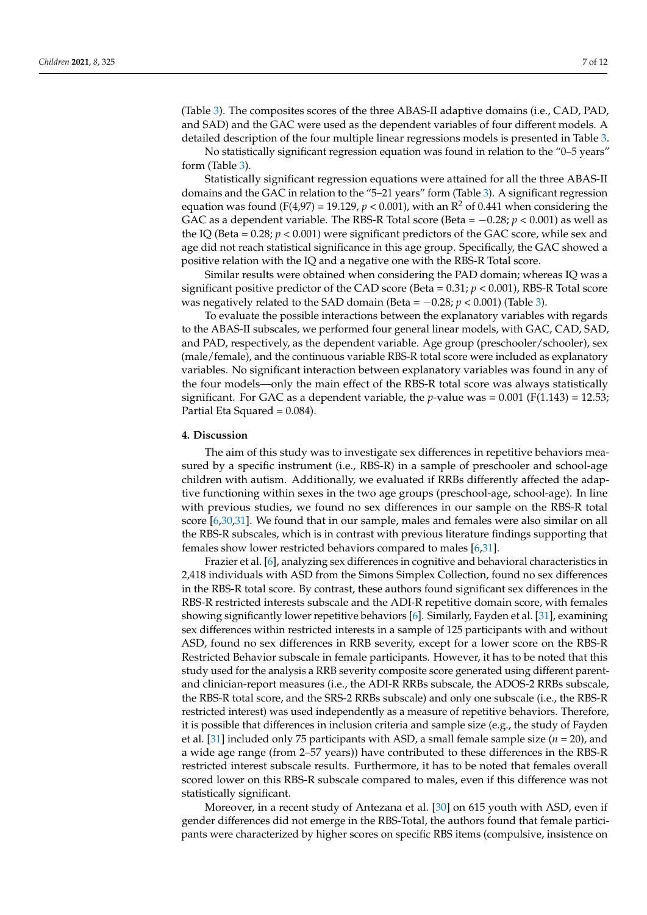(Table 3). The composites scores of the three ABAS-II adaptive domains (i.e., CAD, PAD, and SAD) and the GAC were used as the dependent variables of four different models. A detailed description of the four multiple linear regressions models is presented in Table 3.

No statistically significant regression equation was found in relation to the "0–5 years" form (Table 3).

Statistically significant regression equations were attained for all the three ABAS-II domains and the GAC in relation to the "5–21 years" form (Table 3). A significant regression equation was found ($F(4,97) = 19.129$, $p < 0.001$), with an $R^2$ of 0.441 when considering the GAC as a dependent variable. The RBS-R Total score (Beta = −0.28; $p < 0.001$) as well as the IQ (Beta = 0.28; $p < 0.001$) were significant predictors of the GAC score, while sex and age did not reach statistical significance in this age group. Specifically, the GAC showed a positive relation with the IQ and a negative one with the RBS-R Total score.

Similar results were obtained when considering the PAD domain; whereas IQ was a significant positive predictor of the CAD score (Beta = 0.31; $p < 0.001$), RBS-R Total score was negatively related to the SAD domain (Beta = −0.28; $p < 0.001$) (Table 3).

To evaluate the possible interactions between the explanatory variables with regards to the ABAS-II subscales, we performed four general linear models, with GAC, CAD, SAD, and PAD, respectively, as the dependent variable. Age group (preschooler/schooler), sex (male/female), and the continuous variable RBS-R total score were included as explanatory variables. No significant interaction between explanatory variables was found in any of the four models—only the main effect of the RBS-R total score was always statistically significant. For GAC as a dependent variable, the $p$-value was = 0.001 ($F(1.143) = 12.53$; Partial Eta Squared = 0.084).

## 4. Discussion

The aim of this study was to investigate sex differences in repetitive behaviors measured by a specific instrument (i.e., RBS-R) in a sample of preschooler and school-age children with autism. Additionally, we evaluated if RRBs differently affected the adaptive functioning within sexes in the two age groups (preschool-age, school-age). In line with previous studies, we found no sex differences in our sample on the RBS-R total score [6,30,31]. We found that in our sample, males and females were also similar on all the RBS-R subscales, which is in contrast with previous literature findings supporting that females show lower restricted behaviors compared to males [6,31].

Frazier et al. [6], analyzing sex differences in cognitive and behavioral characteristics in 2,418 individuals with ASD from the Simons Simplex Collection, found no sex differences in the RBS-R total score. By contrast, these authors found significant sex differences in the RBS-R restricted interests subscale and the ADI-R repetitive domain score, with females showing significantly lower repetitive behaviors [6]. Similarly, Fayden et al. [31], examining sex differences within restricted interests in a sample of 125 participants with and without ASD, found no sex differences in RRB severity, except for a lower score on the RBS-R Restricted Behavior subscale in female participants. However, it has to be noted that this study used for the analysis a RRB severity composite score generated using different parent- and clinician-report measures (i.e., the ADI-R RRBs subscale, the ADOS-2 RRBs subscale, the RBS-R total score, and the SRS-2 RRBs subscale) and only one subscale (i.e., the RBS-R restricted interest) was used independently as a measure of repetitive behaviors. Therefore, it is possible that differences in inclusion criteria and sample size (e.g., the study of Fayden et al. [31] included only 75 participants with ASD, a small female sample size ($n = 20$), and a wide age range (from 2–57 years)) have contributed to these differences in the RBS-R restricted interest subscale results. Furthermore, it has to be noted that females overall scored lower on this RBS-R subscale compared to males, even if this difference was not statistically significant.

Moreover, in a recent study of Antezana et al. [30] on 615 youth with ASD, even if gender differences did not emerge in the RBS-Total, the authors found that female participants were characterized by higher scores on specific RBS items (compulsive, insistence on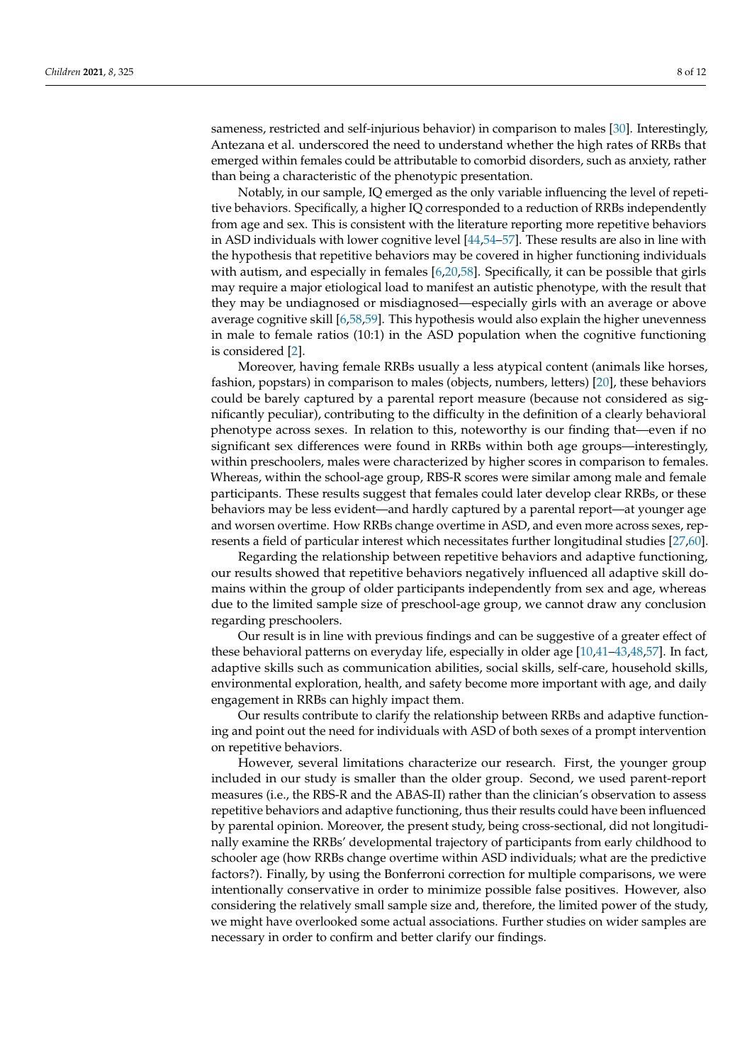sameness, restricted and self-injurious behavior) in comparison to males [30]. Interestingly, Antezana et al. underscored the need to understand whether the high rates of RRBs that emerged within females could be attributable to comorbid disorders, such as anxiety, rather than being a characteristic of the phenotypic presentation.

Notably, in our sample, IQ emerged as the only variable influencing the level of repetitive behaviors. Specifically, a higher IQ corresponded to a reduction of RRBs independently from age and sex. This is consistent with the literature reporting more repetitive behaviors in ASD individuals with lower cognitive level [44,54–57]. These results are also in line with the hypothesis that repetitive behaviors may be covered in higher functioning individuals with autism, and especially in females [6,20,58]. Specifically, it can be possible that girls may require a major etiological load to manifest an autistic phenotype, with the result that they may be undiagnosed or misdiagnosed—especially girls with an average or above average cognitive skill [6,58,59]. This hypothesis would also explain the higher unevenness in male to female ratios (10:1) in the ASD population when the cognitive functioning is considered [2].

Moreover, having female RRBs usually a less atypical content (animals like horses, fashion, popstars) in comparison to males (objects, numbers, letters) [20], these behaviors could be barely captured by a parental report measure (because not considered as significantly peculiar), contributing to the difficulty in the definition of a clearly behavioral phenotype across sexes. In relation to this, noteworthy is our finding that—even if no significant sex differences were found in RRBs within both age groups—interestingly, within preschoolers, males were characterized by higher scores in comparison to females. Whereas, within the school-age group, RBS-R scores were similar among male and female participants. These results suggest that females could later develop clear RRBs, or these behaviors may be less evident—and hardly captured by a parental report—at younger age and worsen overtime. How RRBs change overtime in ASD, and even more across sexes, represents a field of particular interest which necessitates further longitudinal studies [27,60].

Regarding the relationship between repetitive behaviors and adaptive functioning, our results showed that repetitive behaviors negatively influenced all adaptive skill domains within the group of older participants independently from sex and age, whereas due to the limited sample size of preschool-age group, we cannot draw any conclusion regarding preschoolers.

Our result is in line with previous findings and can be suggestive of a greater effect of these behavioral patterns on everyday life, especially in older age [10,41–43,48,57]. In fact, adaptive skills such as communication abilities, social skills, self-care, household skills, environmental exploration, health, and safety become more important with age, and daily engagement in RRBs can highly impact them.

Our results contribute to clarify the relationship between RRBs and adaptive functioning and point out the need for individuals with ASD of both sexes of a prompt intervention on repetitive behaviors.

However, several limitations characterize our research. First, the younger group included in our study is smaller than the older group. Second, we used parent-report measures (i.e., the RBS-R and the ABAS-II) rather than the clinician's observation to assess repetitive behaviors and adaptive functioning, thus their results could have been influenced by parental opinion. Moreover, the present study, being cross-sectional, did not longitudinally examine the RRBs' developmental trajectory of participants from early childhood to schooler age (how RRBs change overtime within ASD individuals; what are the predictive factors?). Finally, by using the Bonferroni correction for multiple comparisons, we were intentionally conservative in order to minimize possible false positives. However, also considering the relatively small sample size and, therefore, the limited power of the study, we might have overlooked some actual associations. Further studies on wider samples are necessary in order to confirm and better clarify our findings.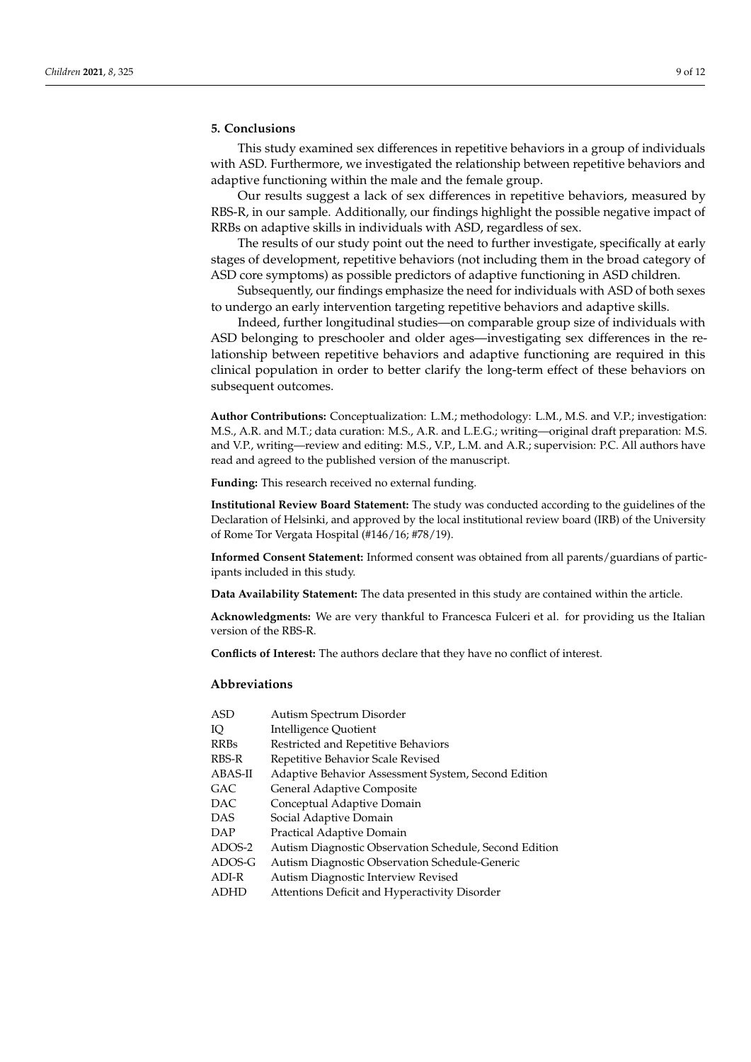## 5. Conclusions

This study examined sex differences in repetitive behaviors in a group of individuals with ASD. Furthermore, we investigated the relationship between repetitive behaviors and adaptive functioning within the male and the female group.

Our results suggest a lack of sex differences in repetitive behaviors, measured by RBS-R, in our sample. Additionally, our findings highlight the possible negative impact of RRBs on adaptive skills in individuals with ASD, regardless of sex.

The results of our study point out the need to further investigate, specifically at early stages of development, repetitive behaviors (not including them in the broad category of ASD core symptoms) as possible predictors of adaptive functioning in ASD children.

Subsequently, our findings emphasize the need for individuals with ASD of both sexes to undergo an early intervention targeting repetitive behaviors and adaptive skills.

Indeed, further longitudinal studies—on comparable group size of individuals with ASD belonging to preschooler and older ages—investigating sex differences in the relationship between repetitive behaviors and adaptive functioning are required in this clinical population in order to better clarify the long-term effect of these behaviors on subsequent outcomes.

**Author Contributions:** Conceptualization: L.M.; methodology: L.M., M.S. and V.P.; investigation: M.S., A.R. and M.T.; data curation: M.S., A.R. and L.E.G.; writing—original draft preparation: M.S. and V.P., writing—review and editing: M.S., V.P., L.M. and A.R.; supervision: P.C. All authors have read and agreed to the published version of the manuscript.

**Funding:** This research received no external funding.

**Institutional Review Board Statement:** The study was conducted according to the guidelines of the Declaration of Helsinki, and approved by the local institutional review board (IRB) of the University of Rome Tor Vergata Hospital (#146/16; #78/19).

**Informed Consent Statement:** Informed consent was obtained from all parents/guardians of participants included in this study.

**Data Availability Statement:** The data presented in this study are contained within the article.

**Acknowledgments:** We are very thankful to Francesca Fulceri et al. for providing us the Italian version of the RBS-R.

**Conflicts of Interest:** The authors declare that they have no conflict of interest.

## Abbreviations

| | |
|---|---|
| ASD | Autism Spectrum Disorder |
| IQ | Intelligence Quotient |
| RRBs | Restricted and Repetitive Behaviors |
| RBS-R | Repetitive Behavior Scale Revised |
| ABAS-II | Adaptive Behavior Assessment System, Second Edition |
| GAC | General Adaptive Composite |
| DAC | Conceptual Adaptive Domain |
| DAS | Social Adaptive Domain |
| DAP | Practical Adaptive Domain |
| ADOS-2 | Autism Diagnostic Observation Schedule, Second Edition |
| ADOS-G | Autism Diagnostic Observation Schedule-Generic |
| ADI-R | Autism Diagnostic Interview Revised |
| ADHD | Attentions Deficit and Hyperactivity Disorder |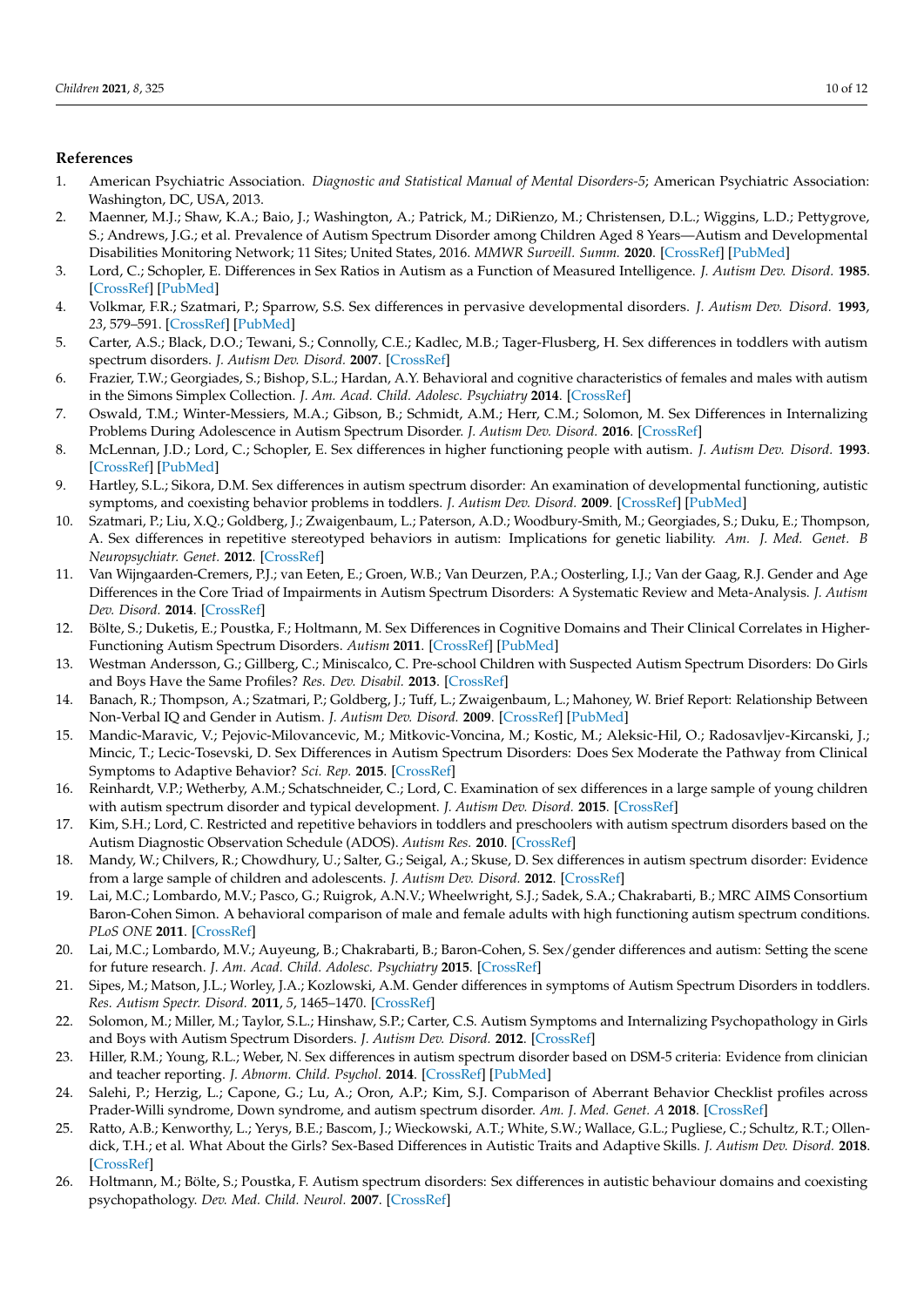## References

1. American Psychiatric Association. *Diagnostic and Statistical Manual of Mental Disorders-5*; American Psychiatric Association: Washington, DC, USA, 2013.
2. Maenner, M.J.; Shaw, K.A.; Baio, J.; Washington, A.; Patrick, M.; DiRienzo, M.; Christensen, D.L.; Wiggins, L.D.; Pettygrove, S.; Andrews, J.G.; et al. Prevalence of Autism Spectrum Disorder among Children Aged 8 Years—Autism and Developmental Disabilities Monitoring Network; 11 Sites; United States, 2016. *MMWR Surveill. Summ.* **2020**. [CrossRef] [PubMed]
3. Lord, C.; Schopler, E. Differences in Sex Ratios in Autism as a Function of Measured Intelligence. *J. Autism Dev. Disord.* **1985**. [CrossRef] [PubMed]
4. Volkmar, F.R.; Szatmari, P.; Sparrow, S.S. Sex differences in pervasive developmental disorders. *J. Autism Dev. Disord.* **1993**, *23*, 579–591. [CrossRef] [PubMed]
5. Carter, A.S.; Black, D.O.; Tewani, S.; Connolly, C.E.; Kadlec, M.B.; Tager-Flusberg, H. Sex differences in toddlers with autism spectrum disorders. *J. Autism Dev. Disord.* **2007**. [CrossRef]
6. Frazier, T.W.; Georgiades, S.; Bishop, S.L.; Hardan, A.Y. Behavioral and cognitive characteristics of females and males with autism in the Simons Simplex Collection. *J. Am. Acad. Child. Adolesc. Psychiatry* **2014**. [CrossRef]
7. Oswald, T.M.; Winter-Messiers, M.A.; Gibson, B.; Schmidt, A.M.; Herr, C.M.; Solomon, M. Sex Differences in Internalizing Problems During Adolescence in Autism Spectrum Disorder. *J. Autism Dev. Disord.* **2016**. [CrossRef]
8. McLennan, J.D.; Lord, C.; Schopler, E. Sex differences in higher functioning people with autism. *J. Autism Dev. Disord.* **1993**. [CrossRef] [PubMed]
9. Hartley, S.L.; Sikora, D.M. Sex differences in autism spectrum disorder: An examination of developmental functioning, autistic symptoms, and coexisting behavior problems in toddlers. *J. Autism Dev. Disord.* **2009**. [CrossRef] [PubMed]
10. Szatmari, P.; Liu, X.Q.; Goldberg, J.; Zwaigenbaum, L.; Paterson, A.D.; Woodbury-Smith, M.; Georgiades, S.; Duku, E.; Thompson, A. Sex differences in repetitive stereotyped behaviors in autism: Implications for genetic liability. *Am. J. Med. Genet. B Neuropsychiatr. Genet.* **2012**. [CrossRef]
11. Van Wijngaarden-Cremers, P.J.; van Eeten, E.; Groen, W.B.; Van Deurzen, P.A.; Oosterling, I.J.; Van der Gaag, R.J. Gender and Age Differences in the Core Triad of Impairments in Autism Spectrum Disorders: A Systematic Review and Meta-Analysis. *J. Autism Dev. Disord.* **2014**. [CrossRef]
12. Bölte, S.; Duketis, E.; Poustka, F.; Holtmann, M. Sex Differences in Cognitive Domains and Their Clinical Correlates in Higher-Functioning Autism Spectrum Disorders. *Autism* **2011**. [CrossRef] [PubMed]
13. Westman Andersson, G.; Gillberg, C.; Miniscalco, C. Pre-school Children with Suspected Autism Spectrum Disorders: Do Girls and Boys Have the Same Profiles? *Res. Dev. Disabil.* **2013**. [CrossRef]
14. Banach, R.; Thompson, A.; Szatmari, P.; Goldberg, J.; Tuff, L.; Zwaigenbaum, L.; Mahoney, W. Brief Report: Relationship Between Non-Verbal IQ and Gender in Autism. *J. Autism Dev. Disord.* **2009**. [CrossRef] [PubMed]
15. Mandic-Maravic, V.; Pejovic-Milovancevic, M.; Mitkovic-Voncina, M.; Kostic, M.; Aleksic-Hil, O.; Radosavljev-Kircanski, J.; Mincic, T.; Lecic-Tosevski, D. Sex Differences in Autism Spectrum Disorders: Does Sex Moderate the Pathway from Clinical Symptoms to Adaptive Behavior? *Sci. Rep.* **2015**. [CrossRef]
16. Reinhardt, V.P.; Wetherby, A.M.; Schatschneider, C.; Lord, C. Examination of sex differences in a large sample of young children with autism spectrum disorder and typical development. *J. Autism Dev. Disord.* **2015**. [CrossRef]
17. Kim, S.H.; Lord, C. Restricted and repetitive behaviors in toddlers and preschoolers with autism spectrum disorders based on the Autism Diagnostic Observation Schedule (ADOS). *Autism Res.* **2010**. [CrossRef]
18. Mandy, W.; Chilvers, R.; Chowdhury, U.; Salter, G.; Seigal, A.; Skuse, D. Sex differences in autism spectrum disorder: Evidence from a large sample of children and adolescents. *J. Autism Dev. Disord.* **2012**. [CrossRef]
19. Lai, M.C.; Lombardo, M.V.; Pasco, G.; Ruigrok, A.N.V.; Wheelwright, S.J.; Sadek, S.A.; Chakrabarti, B.; MRC AIMS Consortium Baron-Cohen Simon. A behavioral comparison of male and female adults with high functioning autism spectrum conditions. *PLoS ONE* **2011**. [CrossRef]
20. Lai, M.C.; Lombardo, M.V.; Auyeung, B.; Chakrabarti, B.; Baron-Cohen, S. Sex/gender differences and autism: Setting the scene for future research. *J. Am. Acad. Child. Adolesc. Psychiatry* **2015**. [CrossRef]
21. Sipes, M.; Matson, J.L.; Worley, J.A.; Kozlowski, A.M. Gender differences in symptoms of Autism Spectrum Disorders in toddlers. *Res. Autism Spectr. Disord.* **2011**, *5*, 1465–1470. [CrossRef]
22. Solomon, M.; Miller, M.; Taylor, S.L.; Hinshaw, S.P.; Carter, C.S. Autism Symptoms and Internalizing Psychopathology in Girls and Boys with Autism Spectrum Disorders. *J. Autism Dev. Disord.* **2012**. [CrossRef]
23. Hiller, R.M.; Young, R.L.; Weber, N. Sex differences in autism spectrum disorder based on DSM-5 criteria: Evidence from clinician and teacher reporting. *J. Abnorm. Child. Psychol.* **2014**. [CrossRef] [PubMed]
24. Salehi, P.; Herzig, L.; Capone, G.; Lu, A.; Oron, A.P.; Kim, S.J. Comparison of Aberrant Behavior Checklist profiles across Prader-Willi syndrome, Down syndrome, and autism spectrum disorder. *Am. J. Med. Genet. A* **2018**. [CrossRef]
25. Ratto, A.B.; Kenworthy, L.; Yerys, B.E.; Bascom, J.; Wieckowski, A.T.; White, S.W.; Wallace, G.L.; Pugliese, C.; Schultz, R.T.; Ollendick, T.H.; et al. What About the Girls? Sex-Based Differences in Autistic Traits and Adaptive Skills. *J. Autism Dev. Disord.* **2018**. [CrossRef]
26. Holtmann, M.; Bölte, S.; Poustka, F. Autism spectrum disorders: Sex differences in autistic behaviour domains and coexisting psychopathology. *Dev. Med. Child. Neurol.* **2007**. [CrossRef]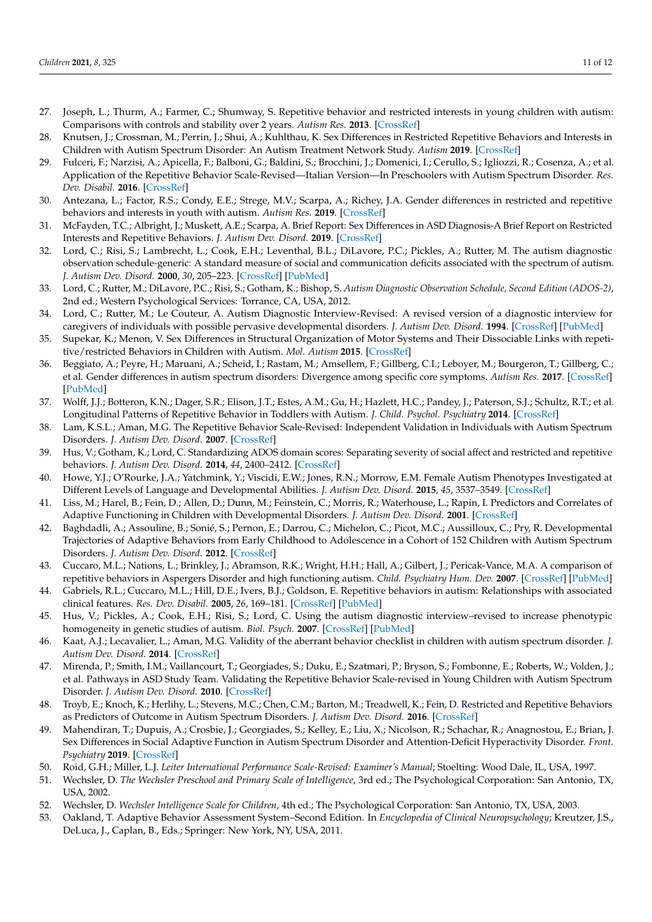27. Joseph, L.; Thurm, A.; Farmer, C.; Shumway, S. Repetitive behavior and restricted interests in young children with autism: Comparisons with controls and stability over 2 years. *Autism Res.* **2013**. [CrossRef]
28. Knutsen, J.; Crossman, M.; Perrin, J.; Shui, A.; Kuhlthau, K. Sex Differences in Restricted Repetitive Behaviors and Interests in Children with Autism Spectrum Disorder: An Autism Treatment Network Study. *Autism* **2019**. [CrossRef]
29. Fulceri, F.; Narzisi, A.; Apicella, F.; Balboni, G.; Baldini, S.; Brocchini, J.; Domenici, I.; Cerullo, S.; Igliozzi, R.; Cosenza, A.; et al. Application of the Repetitive Behavior Scale-Revised—Italian Version—In Preschoolers with Autism Spectrum Disorder. *Res. Dev. Disabil.* **2016**. [CrossRef]
30. Antezana, L.; Factor, R.S.; Condy, E.E.; Strege, M.V.; Scarpa, A.; Richey, J.A. Gender differences in restricted and repetitive behaviors and interests in youth with autism. *Autism Res.* **2019**. [CrossRef]
31. McFayden, T.C.; Albright, J.; Muskett, A.E.; Scarpa, A. Brief Report: Sex Differences in ASD Diagnosis-A Brief Report on Restricted Interests and Repetitive Behaviors. *J. Autism Dev. Disord.* **2019**. [CrossRef]
32. Lord, C.; Risi, S.; Lambrecht, L.; Cook, E.H.; Leventhal, B.L.; DiLavore, P.C.; Pickles, A.; Rutter, M. The autism diagnostic observation schedule-generic: A standard measure of social and communication deficits associated with the spectrum of autism. *J. Autism Dev. Disord.* **2000**, *30*, 205–223. [CrossRef] [PubMed]
33. Lord, C.; Rutter, M.; DiLavore, P.C.; Risi, S.; Gotham, K.; Bishop, S. *Autism Diagnostic Observation Schedule, Second Edition (ADOS-2)*, 2nd ed.; Western Psychological Services: Torrance, CA, USA, 2012.
34. Lord, C.; Rutter, M.; Le Couteur, A. Autism Diagnostic Interview-Revised: A revised version of a diagnostic interview for caregivers of individuals with possible pervasive developmental disorders. *J. Autism Dev. Disord.* **1994**. [CrossRef] [PubMed]
35. Supekar, K.; Menon, V. Sex Differences in Structural Organization of Motor Systems and Their Dissociable Links with repetitive/restricted Behaviors in Children with Autism. *Mol. Autism* **2015**. [CrossRef]
36. Beggiato, A.; Peyre, H.; Maruani, A.; Scheid, I.; Rastam, M.; Amsellem, F.; Gillberg, C.I.; Leboyer, M.; Bourgeron, T.; Gillberg, C.; et al. Gender differences in autism spectrum disorders: Divergence among specific core symptoms. *Autism Res.* **2017**. [CrossRef] [PubMed]
37. Wolff, J.J.; Botteron, K.N.; Dager, S.R.; Elison, J.T.; Estes, A.M.; Gu, H.; Hazlett, H.C.; Pandey, J.; Paterson, S.J.; Schultz, R.T.; et al. Longitudinal Patterns of Repetitive Behavior in Toddlers with Autism. *J. Child. Psychol. Psychiatry* **2014**. [CrossRef]
38. Lam, K.S.L.; Aman, M.G. The Repetitive Behavior Scale-Revised: Independent Validation in Individuals with Autism Spectrum Disorders. *J. Autism Dev. Disord.* **2007**. [CrossRef]
39. Hus, V.; Gotham, K.; Lord, C. Standardizing ADOS domain scores: Separating severity of social affect and restricted and repetitive behaviors. *J. Autism Dev. Disord.* **2014**, *44*, 2400–2412. [CrossRef]
40. Howe, Y.J.; O'Rourke, J.A.; Yatchmink, Y.; Viscidi, E.W.; Jones, R.N.; Morrow, E.M. Female Autism Phenotypes Investigated at Different Levels of Language and Developmental Abilities. *J. Autism Dev. Disord.* **2015**, *45*, 3537–3549. [CrossRef]
41. Liss, M.; Harel, B.; Fein, D.; Allen, D.; Dunn, M.; Feinstein, C.; Morris, R.; Waterhouse, L.; Rapin, I. Predictors and Correlates of Adaptive Functioning in Children with Developmental Disorders. *J. Autism Dev. Disord.* **2001**. [CrossRef]
42. Baghdadli, A.; Assouline, B.; Sonié, S.; Pernon, E.; Darrou, C.; Michelon, C.; Picot, M.C.; Aussilloux, C.; Pry, R. Developmental Trajectories of Adaptive Behaviors from Early Childhood to Adolescence in a Cohort of 152 Children with Autism Spectrum Disorders. *J. Autism Dev. Disord.* **2012**. [CrossRef]
43. Cuccaro, M.L.; Nations, L.; Brinkley, J.; Abramson, R.K.; Wright, H.H.; Hall, A.; Gilbert, J.; Pericak-Vance, M.A. A comparison of repetitive behaviors in Aspergers Disorder and high functioning autism. *Child. Psychiatry Hum. Dev.* **2007**. [CrossRef] [PubMed]
44. Gabriels, R.L.; Cuccaro, M.L.; Hill, D.E.; Ivers, B.J.; Goldson, E. Repetitive behaviors in autism: Relationships with associated clinical features. *Res. Dev. Disabil.* **2005**, *26*, 169–181. [CrossRef] [PubMed]
45. Hus, V.; Pickles, A.; Cook, E.H.; Risi, S.; Lord, C. Using the autism diagnostic interview–revised to increase phenotypic homogeneity in genetic studies of autism. *Biol. Psych.* **2007**. [CrossRef] [PubMed]
46. Kaat, A.J.; Lecavalier, L.; Aman, M.G. Validity of the aberrant behavior checklist in children with autism spectrum disorder. *J. Autism Dev. Disord.* **2014**. [CrossRef]
47. Mirenda, P.; Smith, I.M.; Vaillancourt, T.; Georgiades, S.; Duku, E.; Szatmari, P.; Bryson, S.; Fombonne, E.; Roberts, W.; Volden, J.; et al. Pathways in ASD Study Team. Validating the Repetitive Behavior Scale-revised in Young Children with Autism Spectrum Disorder. *J. Autism Dev. Disord.* **2010**. [CrossRef]
48. Troyb, E.; Knoch, K.; Herlihy, L.; Stevens, M.C.; Chen, C.M.; Barton, M.; Treadwell, K.; Fein, D. Restricted and Repetitive Behaviors as Predictors of Outcome in Autism Spectrum Disorders. *J. Autism Dev. Disord.* **2016**. [CrossRef]
49. Mahendiran, T.; Dupuis, A.; Crosbie, J.; Georgiades, S.; Kelley, E.; Liu, X.; Nicolson, R.; Schachar, R.; Anagnostou, E.; Brian, J. Sex Differences in Social Adaptive Function in Autism Spectrum Disorder and Attention-Deficit Hyperactivity Disorder. *Front. Psychiatry* **2019**. [CrossRef]
50. Roid, G.H.; Miller, L.J. *Leiter International Performance Scale-Revised: Examiner's Manual*; Stoelting: Wood Dale, IL, USA, 1997.
51. Wechsler, D. *The Wechsler Preschool and Primary Scale of Intelligence*, 3rd ed.; The Psychological Corporation: San Antonio, TX, USA, 2002.
52. Wechsler, D. *Wechsler Intelligence Scale for Children*, 4th ed.; The Psychological Corporation: San Antonio, TX, USA, 2003.
53. Oakland, T. Adaptive Behavior Assessment System–Second Edition. In *Encyclopedia of Clinical Neuropsychology*; Kreutzer, J.S., DeLuca, J., Caplan, B., Eds.; Springer: New York, NY, USA, 2011.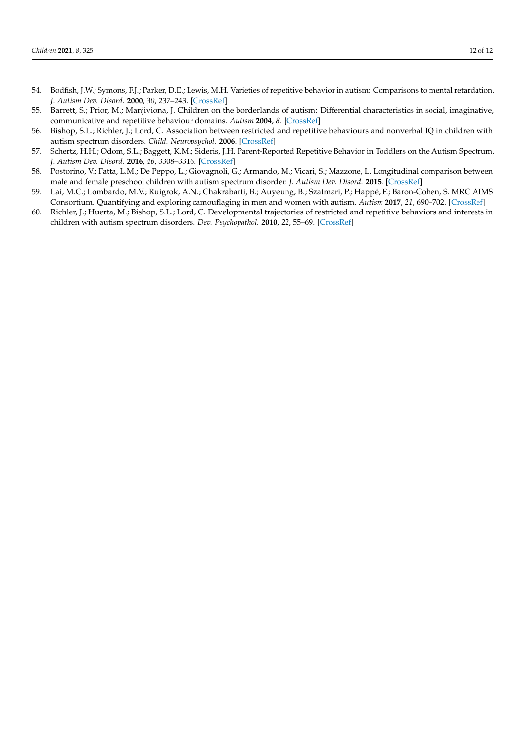54. Bodfish, J.W.; Symons, F.J.; Parker, D.E.; Lewis, M.H. Varieties of repetitive behavior in autism: Comparisons to mental retardation. *J. Autism Dev. Disord.* **2000**, *30*, 237–243. [CrossRef]
55. Barrett, S.; Prior, M.; Manjiviona, J. Children on the borderlands of autism: Differential characteristics in social, imaginative, communicative and repetitive behaviour domains. *Autism* **2004**, *8*. [CrossRef]
56. Bishop, S.L.; Richler, J.; Lord, C. Association between restricted and repetitive behaviours and nonverbal IQ in children with autism spectrum disorders. *Child. Neuropsychol.* **2006**. [CrossRef]
57. Schertz, H.H.; Odom, S.L.; Baggett, K.M.; Sideris, J.H. Parent-Reported Repetitive Behavior in Toddlers on the Autism Spectrum. *J. Autism Dev. Disord.* **2016**, *46*, 3308–3316. [CrossRef]
58. Postorino, V.; Fatta, L.M.; De Peppo, L.; Giovagnoli, G.; Armando, M.; Vicari, S.; Mazzone, L. Longitudinal comparison between male and female preschool children with autism spectrum disorder. *J. Autism Dev. Disord.* **2015**. [CrossRef]
59. Lai, M.C.; Lombardo, M.V.; Ruigrok, A.N.; Chakrabarti, B.; Auyeung, B.; Szatmari, P.; Happé, F.; Baron-Cohen, S. MRC AIMS Consortium. Quantifying and exploring camouflaging in men and women with autism. *Autism* **2017**, *21*, 690–702. [CrossRef]
60. Richler, J.; Huerta, M.; Bishop, S.L.; Lord, C. Developmental trajectories of restricted and repetitive behaviors and interests in children with autism spectrum disorders. *Dev. Psychopathol.* **2010**, *22*, 55–69. [CrossRef]